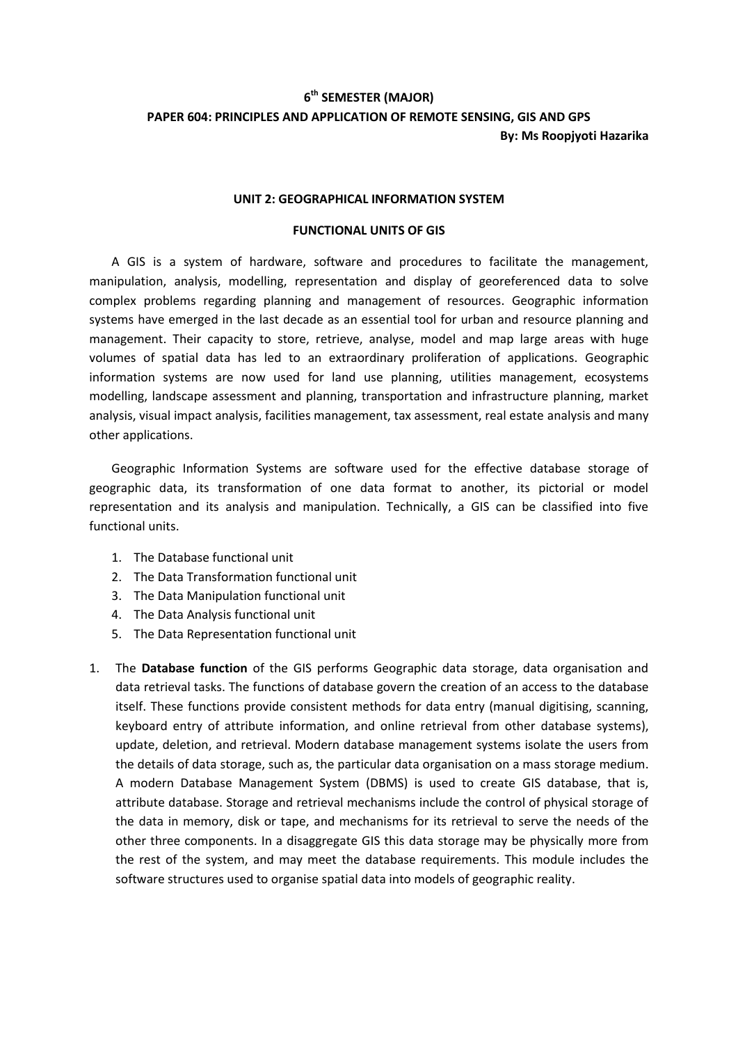**6th SEMESTER (MAJOR)**

**PAPER 604: PRINCIPLES AND APPLICATION OF REMOTE SENSING, GIS AND GPS**

**By: Ms Roopjyoti Hazarika**

## UNIT 2: GEOGRAPHICAL INFORMATION SYSTEM

### FUNCTIONAL UNITS OF GIS

A GIS is a system of hardware, software and procedures to facilitate the management, manipulation, analysis, modelling, representation and display of georeferenced data to solve complex problems regarding planning and management of resources. Geographic information systems have emerged in the last decade as an essential tool for urban and resource planning and management. Their capacity to store, retrieve, analyse, model and map large areas with huge volumes of spatial data has led to an extraordinary proliferation of applications. Geographic information systems are now used for land use planning, utilities management, ecosystems modelling, landscape assessment and planning, transportation and infrastructure planning, market analysis, visual impact analysis, facilities management, tax assessment, real estate analysis and many other applications.

Geographic Information Systems are software used for the effective database storage of geographic data, its transformation of one data format to another, its pictorial or model representation and its analysis and manipulation. Technically, a GIS can be classified into five functional units.

1. The Database functional unit
2. The Data Transformation functional unit
3. The Data Manipulation functional unit
4. The Data Analysis functional unit
5. The Data Representation functional unit

1. The **Database function** of the GIS performs Geographic data storage, data organisation and data retrieval tasks. The functions of database govern the creation of an access to the database itself. These functions provide consistent methods for data entry (manual digitising, scanning, keyboard entry of attribute information, and online retrieval from other database systems), update, deletion, and retrieval. Modern database management systems isolate the users from the details of data storage, such as, the particular data organisation on a mass storage medium. A modern Database Management System (DBMS) is used to create GIS database, that is, attribute database. Storage and retrieval mechanisms include the control of physical storage of the data in memory, disk or tape, and mechanisms for its retrieval to serve the needs of the other three components. In a disaggregate GIS this data storage may be physically more from the rest of the system, and may meet the database requirements. This module includes the software structures used to organise spatial data into models of geographic reality.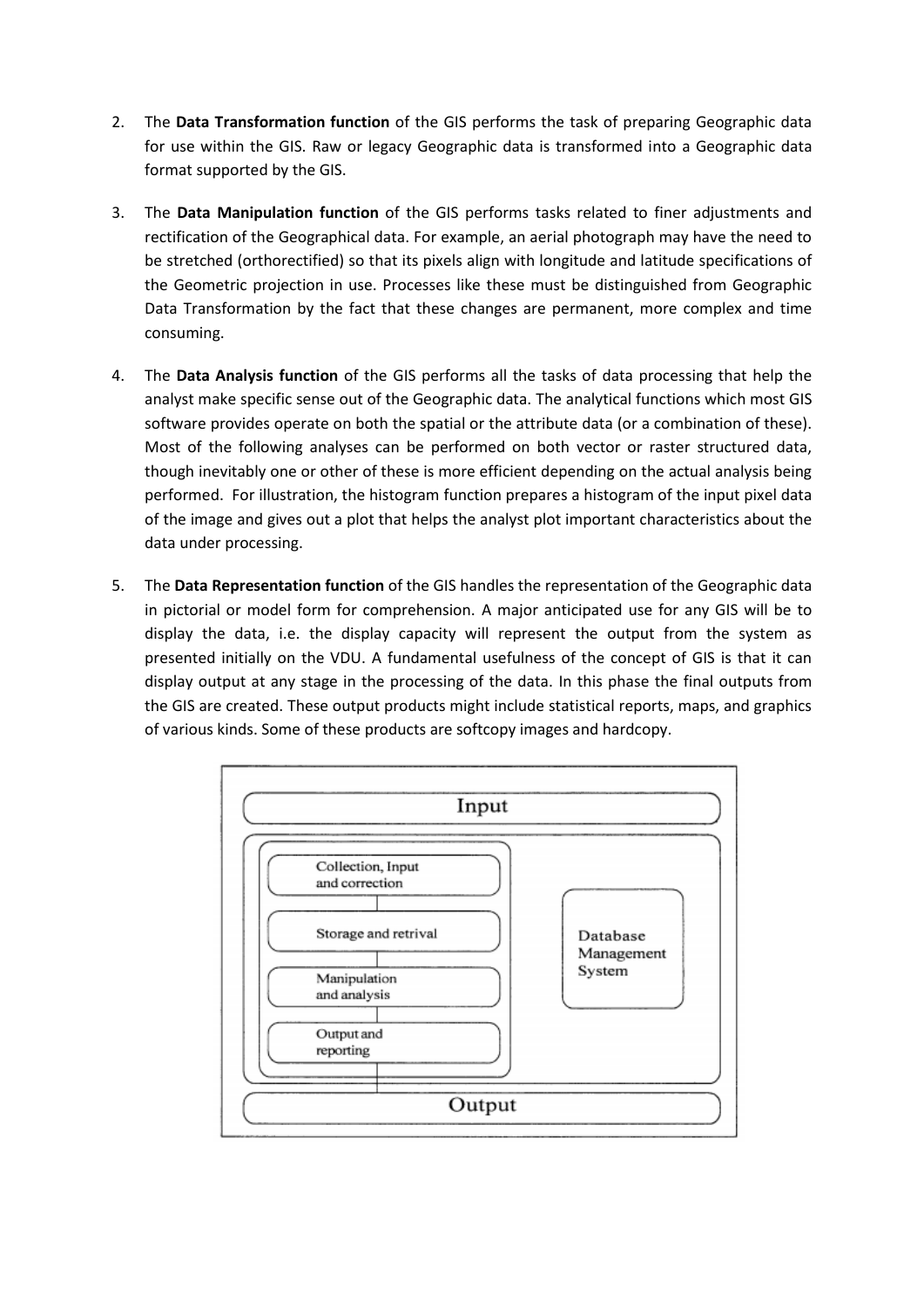2. The **Data Transformation function** of the GIS performs the task of preparing Geographic data for use within the GIS. Raw or legacy Geographic data is transformed into a Geographic data format supported by the GIS.

3. The **Data Manipulation function** of the GIS performs tasks related to finer adjustments and rectification of the Geographical data. For example, an aerial photograph may have the need to be stretched (orthorectified) so that its pixels align with longitude and latitude specifications of the Geometric projection in use. Processes like these must be distinguished from Geographic Data Transformation by the fact that these changes are permanent, more complex and time consuming.

4. The **Data Analysis function** of the GIS performs all the tasks of data processing that help the analyst make specific sense out of the Geographic data. The analytical functions which most GIS software provides operate on both the spatial or the attribute data (or a combination of these). Most of the following analyses can be performed on both vector or raster structured data, though inevitably one or other of these is more efficient depending on the actual analysis being performed. For illustration, the histogram function prepares a histogram of the input pixel data of the image and gives out a plot that helps the analyst plot important characteristics about the data under processing.

5. The **Data Representation function** of the GIS handles the representation of the Geographic data in pictorial or model form for comprehension. A major anticipated use for any GIS will be to display the data, i.e. the display capacity will represent the output from the system as presented initially on the VDU. A fundamental usefulness of the concept of GIS is that it can display output at any stage in the processing of the data. In this phase the final outputs from the GIS are created. These output products might include statistical reports, maps, and graphics of various kinds. Some of these products are softcopy images and hardcopy.

Input

Collection, Input and correction

Storage and retrival

Manipulation and analysis

Output and reporting

Database Management System

Output